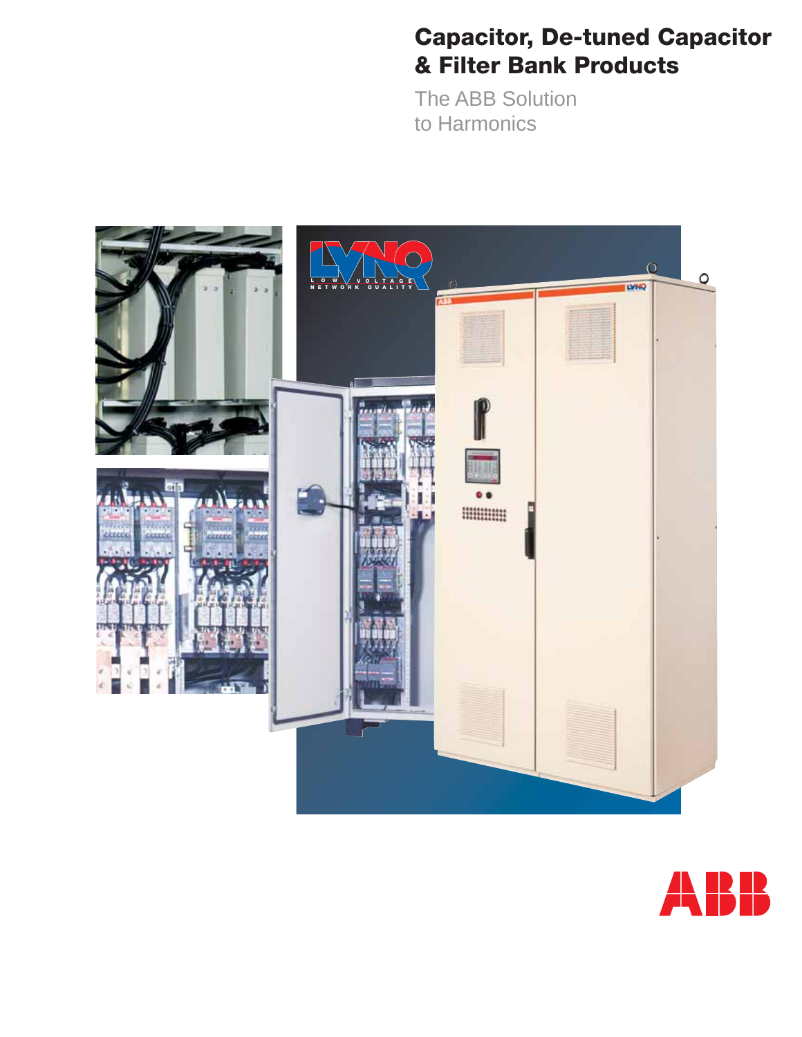# Capacitor, De-tuned Capacitor & Filter Bank Products

The ABB Solution
to Harmonics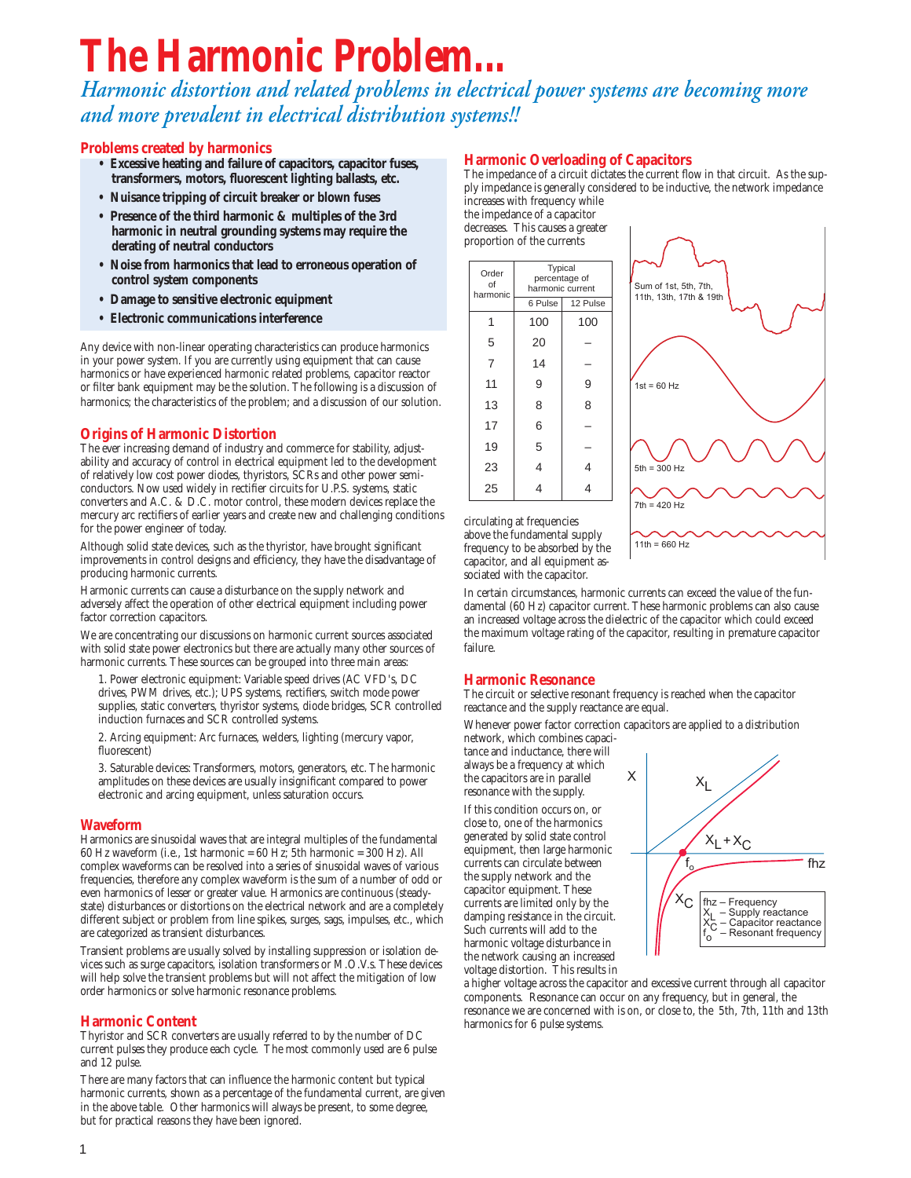# The Harmonic Problem...

*Harmonic distortion and related problems in electrical power systems are becoming more and more prevalent in electrical distribution systems!!*

## Problems created by harmonics

- **Excessive heating and failure of capacitors, capacitor fuses, transformers, motors, fluorescent lighting ballasts, etc.**
- **Nuisance tripping of circuit breaker or blown fuses**
- **Presence of the third harmonic & multiples of the 3rd harmonic in neutral grounding systems may require the derating of neutral conductors**
- **Noise from harmonics that lead to erroneous operation of control system components**
- **Damage to sensitive electronic equipment**
- **Electronic communications interference**

Any device with non-linear operating characteristics can produce harmonics in your power system. If you are currently using equipment that can cause harmonics or have experienced harmonic related problems, capacitor reactor or filter bank equipment may be the solution. The following is a discussion of harmonics; the characteristics of the problem; and a discussion of our solution.

## Origins of Harmonic Distortion

The ever increasing demand of industry and commerce for stability, adjustability and accuracy of control in electrical equipment led to the development of relatively low cost power diodes, thyristors, SCRs and other power semiconductors. Now used widely in rectifier circuits for U.P.S. systems, static converters and A.C. & D.C. motor control, these modern devices replace the mercury arc rectifiers of earlier years and create new and challenging conditions for the power engineer of today.

Although solid state devices, such as the thyristor, have brought significant improvements in control designs and efficiency, they have the disadvantage of producing harmonic currents.

Harmonic currents can cause a disturbance on the supply network and adversely affect the operation of other electrical equipment including power factor correction capacitors.

We are concentrating our discussions on harmonic current sources associated with solid state power electronics but there are actually many other sources of harmonic currents. These sources can be grouped into three main areas:

1. Power electronic equipment: Variable speed drives (AC VFD's, DC drives, PWM drives, etc.); UPS systems, rectifiers, switch mode power supplies, static converters, thyristor systems, diode bridges, SCR controlled induction furnaces and SCR controlled systems.

2. Arcing equipment: Arc furnaces, welders, lighting (mercury vapor, fluorescent)

3. Saturable devices: Transformers, motors, generators, etc. The harmonic amplitudes on these devices are usually insignificant compared to power electronic and arcing equipment, unless saturation occurs.

## Waveform

Harmonics are sinusoidal waves that are integral multiples of the fundamental 60 Hz waveform (i.e., 1st harmonic = 60 Hz; 5th harmonic = 300 Hz). All complex waveforms can be resolved into a series of sinusoidal waves of various frequencies, therefore any complex waveform is the sum of a number of odd or even harmonics of lesser or greater value. Harmonics are continuous (steady-state) disturbances or distortions on the electrical network and are a completely different subject or problem from line spikes, surges, sags, impulses, etc., which are categorized as transient disturbances.

Transient problems are usually solved by installing suppression or isolation devices such as surge capacitors, isolation transformers or M.O.V.s. These devices will help solve the transient problems but will not affect the mitigation of low order harmonics or solve harmonic resonance problems.

## Harmonic Content

Thyristor and SCR converters are usually referred to by the number of DC current pulses they produce each cycle. The most commonly used are 6 pulse and 12 pulse.

There are many factors that can influence the harmonic content but typical harmonic currents, shown as a percentage of the fundamental current, are given in the above table. Other harmonics will always be present, to some degree, but for practical reasons they have been ignored.

## Harmonic Overloading of Capacitors

The impedance of a circuit dictates the current flow in that circuit. As the supply impedance is generally considered to be inductive, the network impedance increases with frequency while the impedance of a capacitor decreases. This causes a greater proportion of the currents circulating at frequencies above the fundamental supply frequency to be absorbed by the capacitor, and all equipment associated with the capacitor.

| Order of harmonic | Typical percentage of harmonic current | |
|---|---|---|
| | 6 Pulse | 12 Pulse |
| 1 | 100 | 100 |
| 5 | 20 | – |
| 7 | 14 | – |
| 11 | 9 | 9 |
| 13 | 8 | 8 |
| 17 | 6 | – |
| 19 | 5 | – |
| 23 | 4 | 4 |
| 25 | 4 | 4 |

Sum of 1st, 5th, 7th, 11th, 13th, 17th & 19th

1st = 60 Hz

5th = 300 Hz

7th = 420 Hz

11th = 660 Hz

In certain circumstances, harmonic currents can exceed the value of the fundamental (60 Hz) capacitor current. These harmonic problems can also cause an increased voltage across the dielectric of the capacitor which could exceed the maximum voltage rating of the capacitor, resulting in premature capacitor failure.

## Harmonic Resonance

The circuit or selective resonant frequency is reached when the capacitor reactance and the supply reactance are equal.

Whenever power factor correction capacitors are applied to a distribution network, which combines capacitance and inductance, there will always be a frequency at which the capacitors are in parallel resonance with the supply.

If this condition occurs on, or close to, one of the harmonics generated by solid state control equipment, then large harmonic currents can circulate between the supply network and the capacitor equipment. These currents are limited only by the damping resistance in the circuit. Such currents will add to the harmonic voltage disturbance in the network causing an increased voltage distortion. This results in a higher voltage across the capacitor and excessive current through all capacitor components. Resonance can occur on any frequency, but in general, the resonance we are concerned with is on, or close to, the 5th, 7th, 11th and 13th harmonics for 6 pulse systems.

$X$, $X_L$, $X_L + X_C$, $f_o$, fhz, $X_C$

fhz – Frequency
$X_L$ – Supply reactance
$X_C$ – Capacitor reactance
$f_o$ – Resonant frequency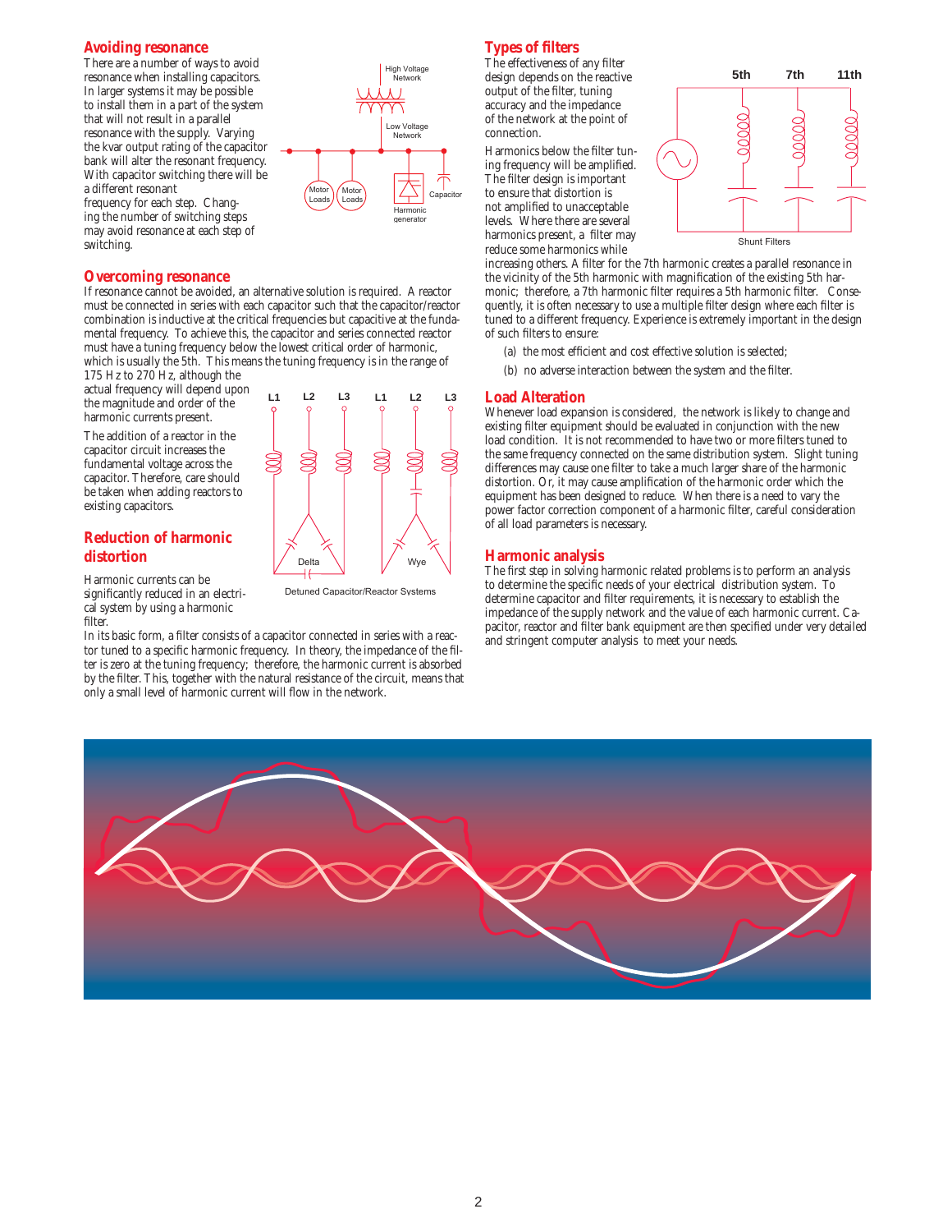## Avoiding resonance

There are a number of ways to avoid resonance when installing capacitors. In larger systems it may be possible to install them in a part of the system that will not result in a parallel resonance with the supply. Varying the kvar output rating of the capacitor bank will alter the resonant frequency. With capacitor switching there will be a different resonant frequency for each step. Changing the number of switching steps may avoid resonance at each step of switching.

High Voltage Network

Low Voltage Network

Motor Loads

Motor Loads

Harmonic generator

Capacitor

## Overcoming resonance

If resonance cannot be avoided, an alternative solution is required. A reactor must be connected in series with each capacitor such that the capacitor/reactor combination is inductive at the critical frequencies but capacitive at the fundamental frequency. To achieve this, the capacitor and series connected reactor must have a tuning frequency below the lowest critical order of harmonic, which is usually the 5th. This means the tuning frequency is in the range of 175 Hz to 270 Hz, although the actual frequency will depend upon the magnitude and order of the harmonic currents present.

The addition of a reactor in the capacitor circuit increases the fundamental voltage across the capacitor. Therefore, care should be taken when adding reactors to existing capacitors.

L1 L2 L3 L1 L2 L3

Delta

Wye

Detuned Capacitor/Reactor Systems

## Reduction of harmonic distortion

Harmonic currents can be significantly reduced in an electrical system by using a harmonic filter.

In its basic form, a filter consists of a capacitor connected in series with a reactor tuned to a specific harmonic frequency. In theory, the impedance of the filter is zero at the tuning frequency; therefore, the harmonic current is absorbed by the filter. This, together with the natural resistance of the circuit, means that only a small level of harmonic current will flow in the network.

## Types of filters

The effectiveness of any filter design depends on the reactive output of the filter, tuning accuracy and the impedance of the network at the point of connection.

5th 7th 11th

Shunt Filters

Harmonics below the filter tuning frequency will be amplified. The filter design is important to ensure that distortion is not amplified to unacceptable levels. Where there are several harmonics present, a filter may reduce some harmonics while increasing others. A filter for the 7th harmonic creates a parallel resonance in the vicinity of the 5th harmonic with magnification of the existing 5th harmonic; therefore, a 7th harmonic filter requires a 5th harmonic filter. Consequently, it is often necessary to use a multiple filter design where each filter is tuned to a different frequency. Experience is extremely important in the design of such filters to ensure:

(a) the most efficient and cost effective solution is selected;

(b) no adverse interaction between the system and the filter.

## Load Alteration

Whenever load expansion is considered, the network is likely to change and existing filter equipment should be evaluated in conjunction with the new load condition. It is not recommended to have two or more filters tuned to the same frequency connected on the same distribution system. Slight tuning differences may cause one filter to take a much larger share of the harmonic distortion. Or, it may cause amplification of the harmonic order which the equipment has been designed to reduce. When there is a need to vary the power factor correction component of a harmonic filter, careful consideration of all load parameters is necessary.

## Harmonic analysis

The first step in solving harmonic related problems is to perform an analysis to determine the specific needs of your electrical distribution system. To determine capacitor and filter requirements, it is necessary to establish the impedance of the supply network and the value of each harmonic current. Capacitor, reactor and filter bank equipment are then specified under very detailed and stringent computer analysis to meet your needs.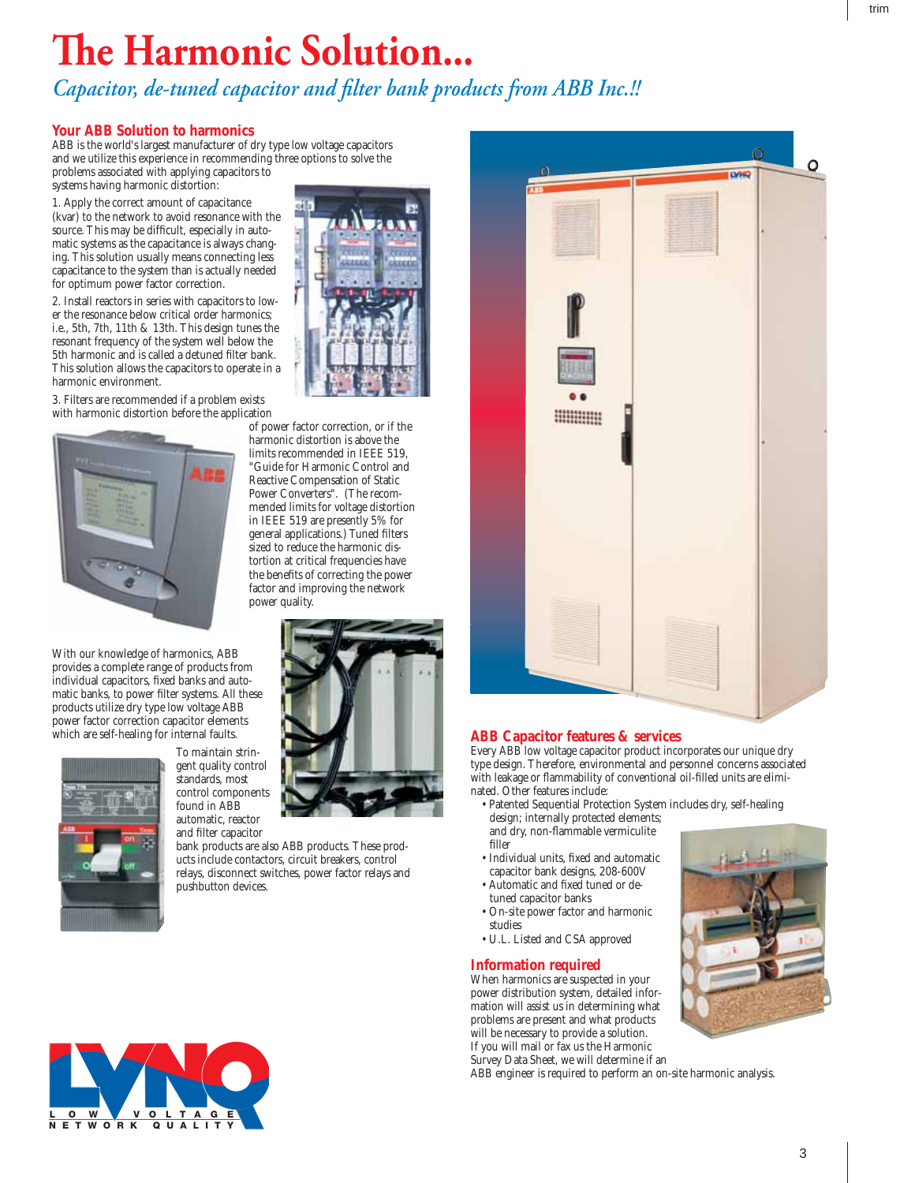# The Harmonic Solution...

*Capacitor, de-tuned capacitor and filter bank products from ABB Inc.!!*

## Your ABB Solution to harmonics

ABB is the world's largest manufacturer of dry type low voltage capacitors and we utilize this experience in recommending three options to solve the problems associated with applying capacitors to systems having harmonic distortion:

1. Apply the correct amount of capacitance (kvar) to the network to avoid resonance with the source. This may be difficult, especially in automatic systems as the capacitance is always changing. This solution usually means connecting less capacitance to the system than is actually needed for optimum power factor correction.

2. Install reactors in series with capacitors to lower the resonance below critical order harmonics; i.e., 5th, 7th, 11th & 13th. This design tunes the resonant frequency of the system well below the 5th harmonic and is called a detuned filter bank. This solution allows the capacitors to operate in a harmonic environment.

3. Filters are recommended if a problem exists with harmonic distortion before the application of power factor correction, or if the harmonic distortion is above the limits recommended in IEEE 519, "Guide for Harmonic Control and Reactive Compensation of Static Power Converters". (The recommended limits for voltage distortion in IEEE 519 are presently 5% for general applications.) Tuned filters sized to reduce the harmonic distortion at critical frequencies have the benefits of correcting the power factor and improving the network power quality.

With our knowledge of harmonics, ABB provides a complete range of products from individual capacitors, fixed banks and automatic banks, to power filter systems. All these products utilize dry type low voltage ABB power factor correction capacitor elements which are self-healing for internal faults.

To maintain stringent quality control standards, most control components found in ABB automatic, reactor and filter capacitor bank products are also ABB products. These products include contactors, circuit breakers, control relays, disconnect switches, power factor relays and pushbutton devices.

LVNQ
LOW VOLTAGE NETWORK QUALITY

## ABB Capacitor features & services

Every ABB low voltage capacitor product incorporates our unique dry type design. Therefore, environmental and personnel concerns associated with leakage or flammability of conventional oil-filled units are eliminated. Other features include:

- Patented Sequential Protection System includes dry, self-healing design; internally protected elements; and dry, non-flammable vermiculite filler
- Individual units, fixed and automatic capacitor bank designs, 208-600V
- Automatic and fixed tuned or de-tuned capacitor banks
- On-site power factor and harmonic studies
- U.L. Listed and CSA approved

## Information required

When harmonics are suspected in your power distribution system, detailed information will assist us in determining what problems are present and what products will be necessary to provide a solution. If you will mail or fax us the Harmonic Survey Data Sheet, we will determine if an ABB engineer is required to perform an on-site harmonic analysis.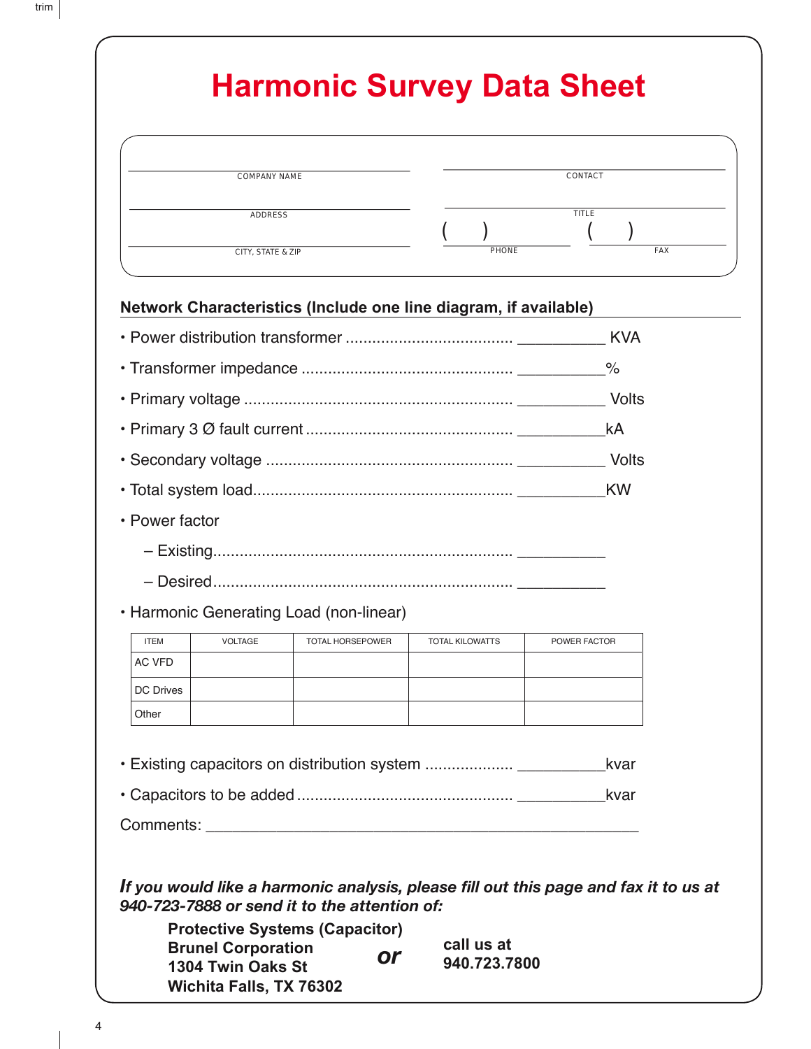# Harmonic Survey Data Sheet

| | |
|---|---|
| COMPANY NAME | CONTACT |
| ADDRESS | TITLE |
| CITY, STATE & ZIP | PHONE ( ) FAX ( ) |

## Network Characteristics (Include one line diagram, if available)

- Power distribution transformer .................................... __________ KVA
- Transformer impedance .............................................. __________%
- Primary voltage ........................................................... __________ Volts
- Primary 3 Ø fault current ............................................. __________kA
- Secondary voltage ...................................................... __________ Volts
- Total system load......................................................... __________KW
- Power factor
  - – Existing.................................................................. __________
  - – Desired................................................................... __________
- Harmonic Generating Load (non-linear)

| ITEM | VOLTAGE | TOTAL HORSEPOWER | TOTAL KILOWATTS | POWER FACTOR |
|---|---|---|---|---|
| AC VFD | | | | |
| DC Drives | | | | |
| Other | | | | |

- Existing capacitors on distribution system ................... __________kvar
- Capacitors to be added ................................................ __________kvar

Comments: ____________________________________________

***If you would like a harmonic analysis, please fill out this page and fax it to us at 940-723-7888 or send it to the attention of:***

**Protective Systems (Capacitor)**
**Brunel Corporation**
**1304 Twin Oaks St**
**Wichita Falls, TX 76302**

***or***

**call us at**
**940.723.7800**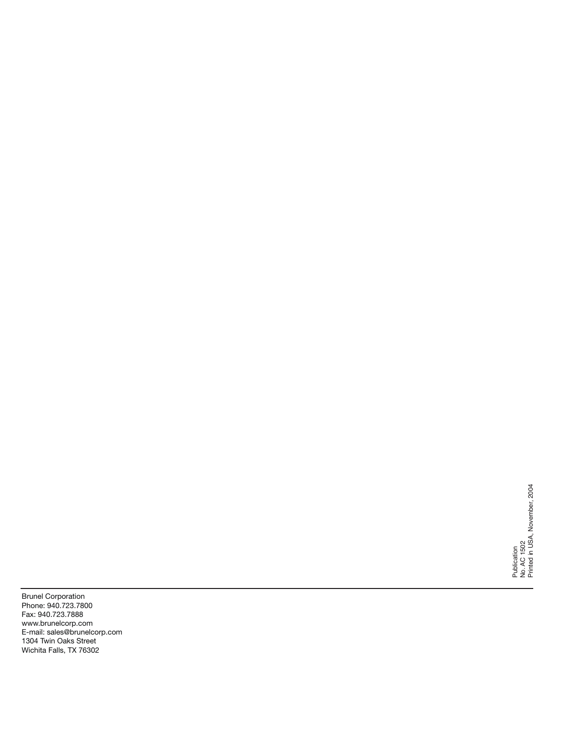Publication
No. AC 1502
Printed in USA, November, 2004

---

Brunel Corporation
Phone: 940.723.7800
Fax: 940.723.7888
www.brunelcorp.com
E-mail: sales@brunelcorp.com
1304 Twin Oaks Street
Wichita Falls, TX 76302